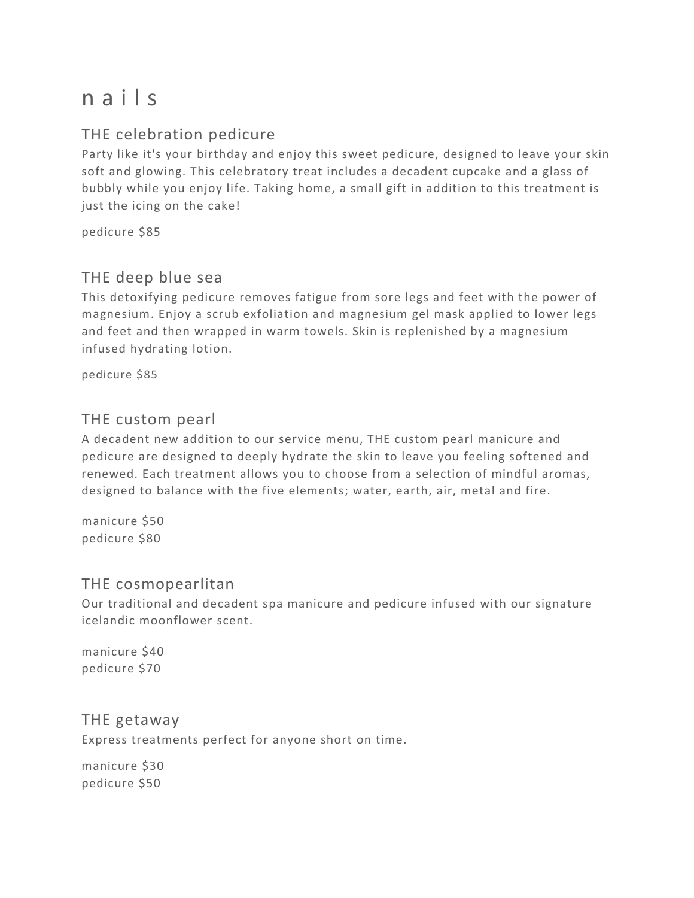# n a i l s

## THE celebration pedicure

Party like it's your birthday and enjoy this sweet pedicure, designed to leave your skin soft and glowing. This celebratory treat includes a decadent cupcake and a glass of bubbly while you enjoy life. Taking home, a small gift in addition to this treatment is just the icing on the cake!

pedicure $85

## THE deep blue sea

This detoxifying pedicure removes fatigue from sore legs and feet with the power of magnesium. Enjoy a scrub exfoliation and magnesium gel mask applied to lower legs and feet and then wrapped in warm towels. Skin is replenished by a magnesium infused hydrating lotion.

pedicure $85

## THE custom pearl

A decadent new addition to our service menu, THE custom pearl manicure and pedicure are designed to deeply hydrate the skin to leave you feeling softened and renewed. Each treatment allows you to choose from a selection of mindful aromas, designed to balance with the five elements; water, earth, air, metal and fire.

manicure $50
pedicure $80

## THE cosmopearlitan

Our traditional and decadent spa manicure and pedicure infused with our signature icelandic moonflower scent.

manicure $40
pedicure $70

## THE getaway

Express treatments perfect for anyone short on time.

manicure $30
pedicure $50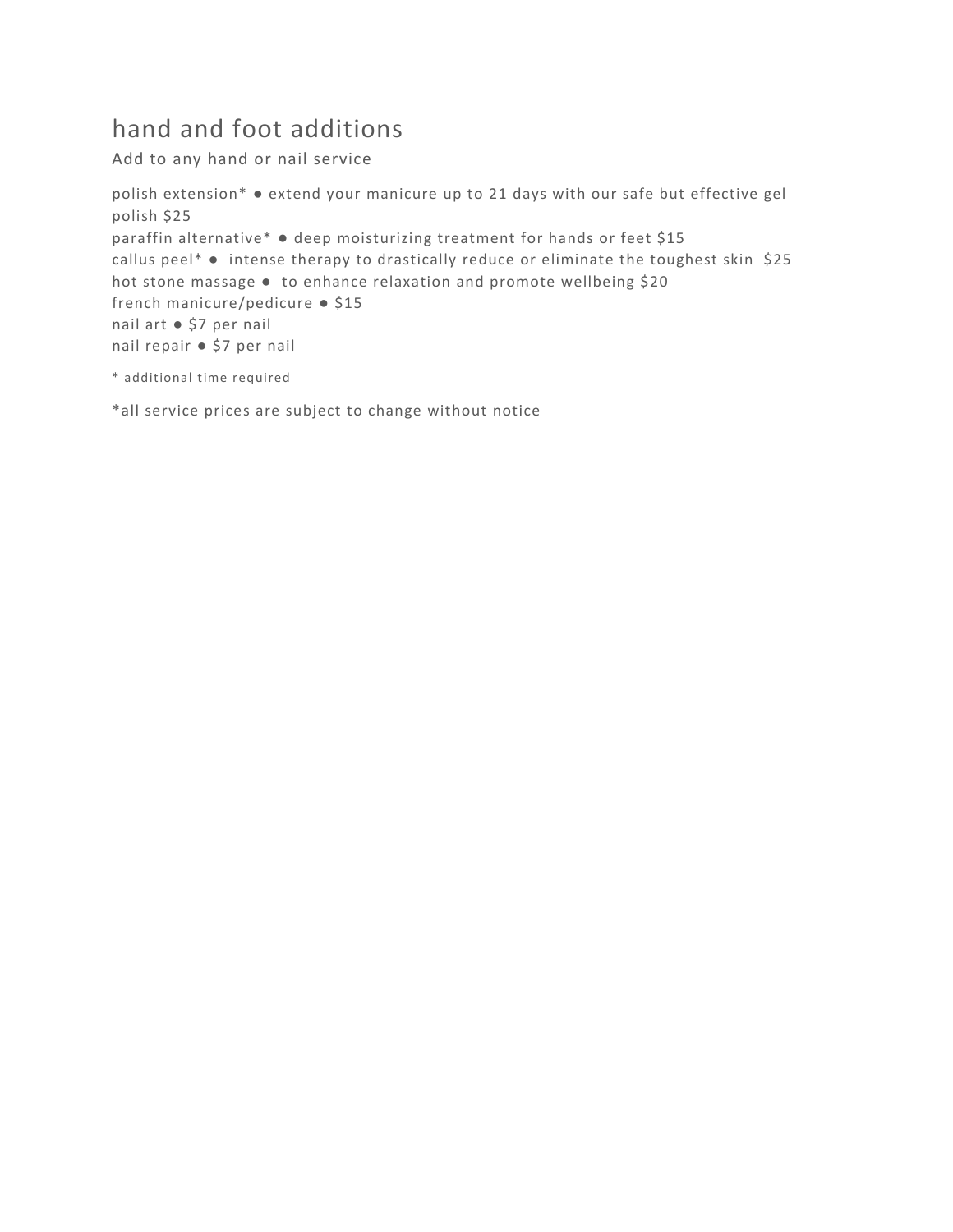## hand and foot additions

Add to any hand or nail service

polish extension* ● extend your manicure up to 21 days with our safe but effective gel polish $25
paraffin alternative* ● deep moisturizing treatment for hands or feet $15
callus peel* ● intense therapy to drastically reduce or eliminate the toughest skin $25
hot stone massage ● to enhance relaxation and promote wellbeing $20
french manicure/pedicure ● $15
nail art ● $7 per nail
nail repair ● $7 per nail

* additional time required

*all service prices are subject to change without notice